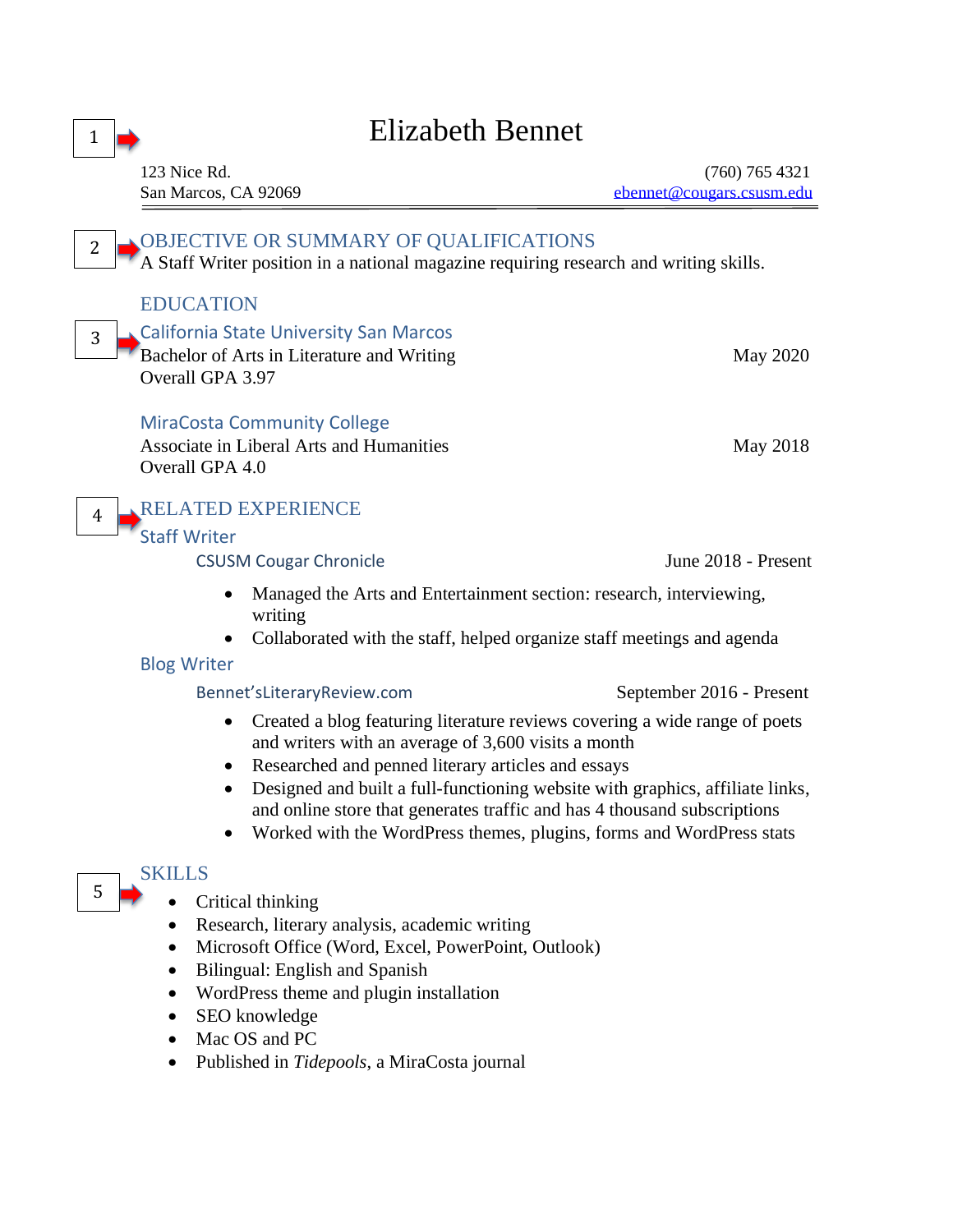1

# Elizabeth Bennet

123 Nice Rd.
San Marcos, CA 92069

(760) 765 4321
ebennet@cougars.csusm.edu

2

## OBJECTIVE OR SUMMARY OF QUALIFICATIONS

A Staff Writer position in a national magazine requiring research and writing skills.

## EDUCATION

3

### California State University San Marcos

Bachelor of Arts in Literature and Writing — May 2020
Overall GPA 3.97

### MiraCosta Community College

Associate in Liberal Arts and Humanities — May 2018
Overall GPA 4.0

4

## RELATED EXPERIENCE

### Staff Writer

CSUSM Cougar Chronicle — June 2018 - Present

- Managed the Arts and Entertainment section: research, interviewing, writing
- Collaborated with the staff, helped organize staff meetings and agenda

### Blog Writer

Bennet'sLiteraryReview.com — September 2016 - Present

- Created a blog featuring literature reviews covering a wide range of poets and writers with an average of 3,600 visits a month
- Researched and penned literary articles and essays
- Designed and built a full-functioning website with graphics, affiliate links, and online store that generates traffic and has 4 thousand subscriptions
- Worked with the WordPress themes, plugins, forms and WordPress stats

5

## SKILLS

- Critical thinking
- Research, literary analysis, academic writing
- Microsoft Office (Word, Excel, PowerPoint, Outlook)
- Bilingual: English and Spanish
- WordPress theme and plugin installation
- SEO knowledge
- Mac OS and PC
- Published in *Tidepools*, a MiraCosta journal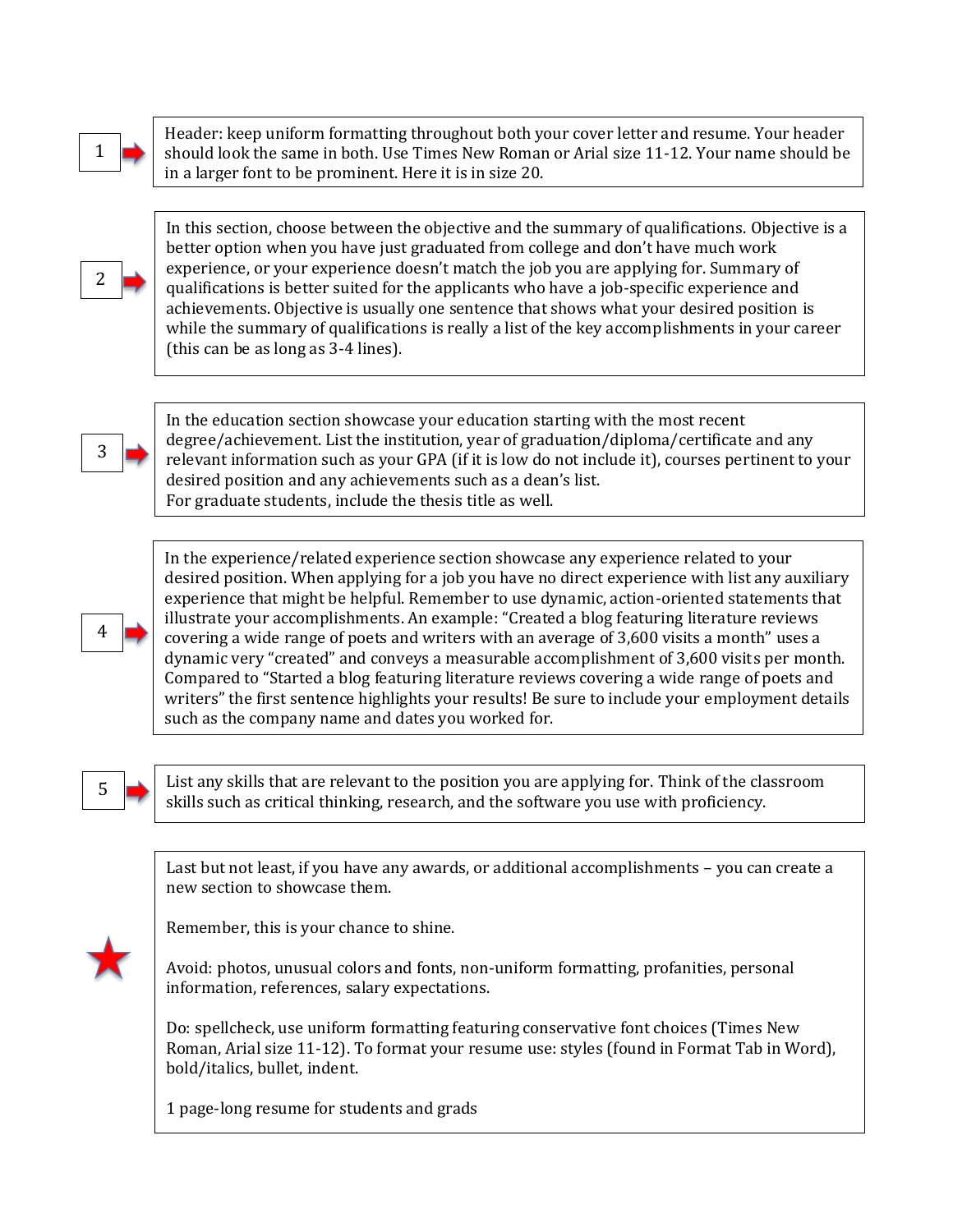1 → Header: keep uniform formatting throughout both your cover letter and resume. Your header should look the same in both. Use Times New Roman or Arial size 11-12. Your name should be in a larger font to be prominent. Here it is in size 20.

2 → In this section, choose between the objective and the summary of qualifications. Objective is a better option when you have just graduated from college and don't have much work experience, or your experience doesn't match the job you are applying for. Summary of qualifications is better suited for the applicants who have a job-specific experience and achievements. Objective is usually one sentence that shows what your desired position is while the summary of qualifications is really a list of the key accomplishments in your career (this can be as long as 3-4 lines).

3 → In the education section showcase your education starting with the most recent degree/achievement. List the institution, year of graduation/diploma/certificate and any relevant information such as your GPA (if it is low do not include it), courses pertinent to your desired position and any achievements such as a dean's list.
For graduate students, include the thesis title as well.

4 → In the experience/related experience section showcase any experience related to your desired position. When applying for a job you have no direct experience with list any auxiliary experience that might be helpful. Remember to use dynamic, action-oriented statements that illustrate your accomplishments. An example: "Created a blog featuring literature reviews covering a wide range of poets and writers with an average of 3,600 visits a month" uses a dynamic very "created" and conveys a measurable accomplishment of 3,600 visits per month. Compared to "Started a blog featuring literature reviews covering a wide range of poets and writers" the first sentence highlights your results! Be sure to include your employment details such as the company name and dates you worked for.

5 → List any skills that are relevant to the position you are applying for. Think of the classroom skills such as critical thinking, research, and the software you use with proficiency.

★

Last but not least, if you have any awards, or additional accomplishments – you can create a new section to showcase them.

Remember, this is your chance to shine.

Avoid: photos, unusual colors and fonts, non-uniform formatting, profanities, personal information, references, salary expectations.

Do: spellcheck, use uniform formatting featuring conservative font choices (Times New Roman, Arial size 11-12). To format your resume use: styles (found in Format Tab in Word), bold/italics, bullet, indent.

1 page-long resume for students and grads